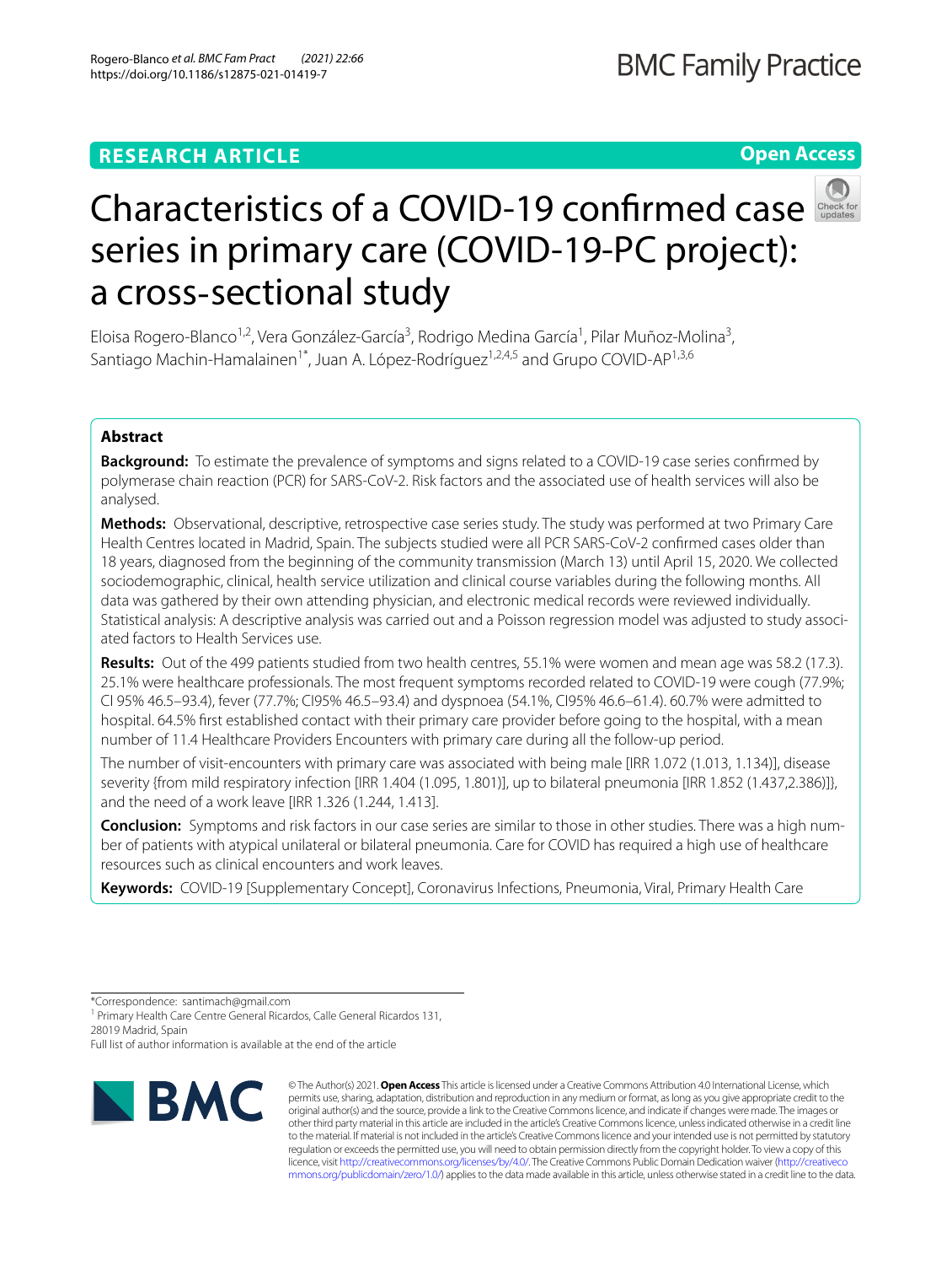RESEARCH ARTICLE

Open Access

# Characteristics of a COVID-19 confirmed case series in primary care (COVID-19-PC project): a cross-sectional study

Eloisa Rogero-Blanco[1,2], Vera González-García[3], Rodrigo Medina García[1], Pilar Muñoz-Molina[3], Santiago Machin-Hamalainen[1*], Juan A. López-Rodríguez[1,2,4,5] and Grupo COVID-AP[1,3,6]

## Abstract

**Background:** To estimate the prevalence of symptoms and signs related to a COVID-19 case series confirmed by polymerase chain reaction (PCR) for SARS-CoV-2. Risk factors and the associated use of health services will also be analysed.

**Methods:** Observational, descriptive, retrospective case series study. The study was performed at two Primary Care Health Centres located in Madrid, Spain. The subjects studied were all PCR SARS-CoV-2 confirmed cases older than 18 years, diagnosed from the beginning of the community transmission (March 13) until April 15, 2020. We collected sociodemographic, clinical, health service utilization and clinical course variables during the following months. All data was gathered by their own attending physician, and electronic medical records were reviewed individually. Statistical analysis: A descriptive analysis was carried out and a Poisson regression model was adjusted to study associated factors to Health Services use.

**Results:** Out of the 499 patients studied from two health centres, 55.1% were women and mean age was 58.2 (17.3). 25.1% were healthcare professionals. The most frequent symptoms recorded related to COVID-19 were cough (77.9%; CI 95% 46.5–93.4), fever (77.7%; CI95% 46.5–93.4) and dyspnoea (54.1%, CI95% 46.6–61.4). 60.7% were admitted to hospital. 64.5% first established contact with their primary care provider before going to the hospital, with a mean number of 11.4 Healthcare Providers Encounters with primary care during all the follow-up period.

The number of visit-encounters with primary care was associated with being male [IRR 1.072 (1.013, 1.134)], disease severity {from mild respiratory infection [IRR 1.404 (1.095, 1.801)], up to bilateral pneumonia [IRR 1.852 (1.437,2.386)]}, and the need of a work leave [IRR 1.326 (1.244, 1.413].

**Conclusion:** Symptoms and risk factors in our case series are similar to those in other studies. There was a high number of patients with atypical unilateral or bilateral pneumonia. Care for COVID has required a high use of healthcare resources such as clinical encounters and work leaves.

**Keywords:** COVID-19 [Supplementary Concept], Coronavirus Infections, Pneumonia, Viral, Primary Health Care

*Correspondence: santimach@gmail.com

[1] Primary Health Care Centre General Ricardos, Calle General Ricardos 131, 28019 Madrid, Spain

Full list of author information is available at the end of the article

© The Author(s) 2021. **Open Access** This article is licensed under a Creative Commons Attribution 4.0 International License, which permits use, sharing, adaptation, distribution and reproduction in any medium or format, as long as you give appropriate credit to the original author(s) and the source, provide a link to the Creative Commons licence, and indicate if changes were made. The images or other third party material in this article are included in the article's Creative Commons licence, unless indicated otherwise in a credit line to the material. If material is not included in the article's Creative Commons licence and your intended use is not permitted by statutory regulation or exceeds the permitted use, you will need to obtain permission directly from the copyright holder. To view a copy of this licence, visit http://creativecommons.org/licenses/by/4.0/. The Creative Commons Public Domain Dedication waiver (http://creativecommons.org/publicdomain/zero/1.0/) applies to the data made available in this article, unless otherwise stated in a credit line to the data.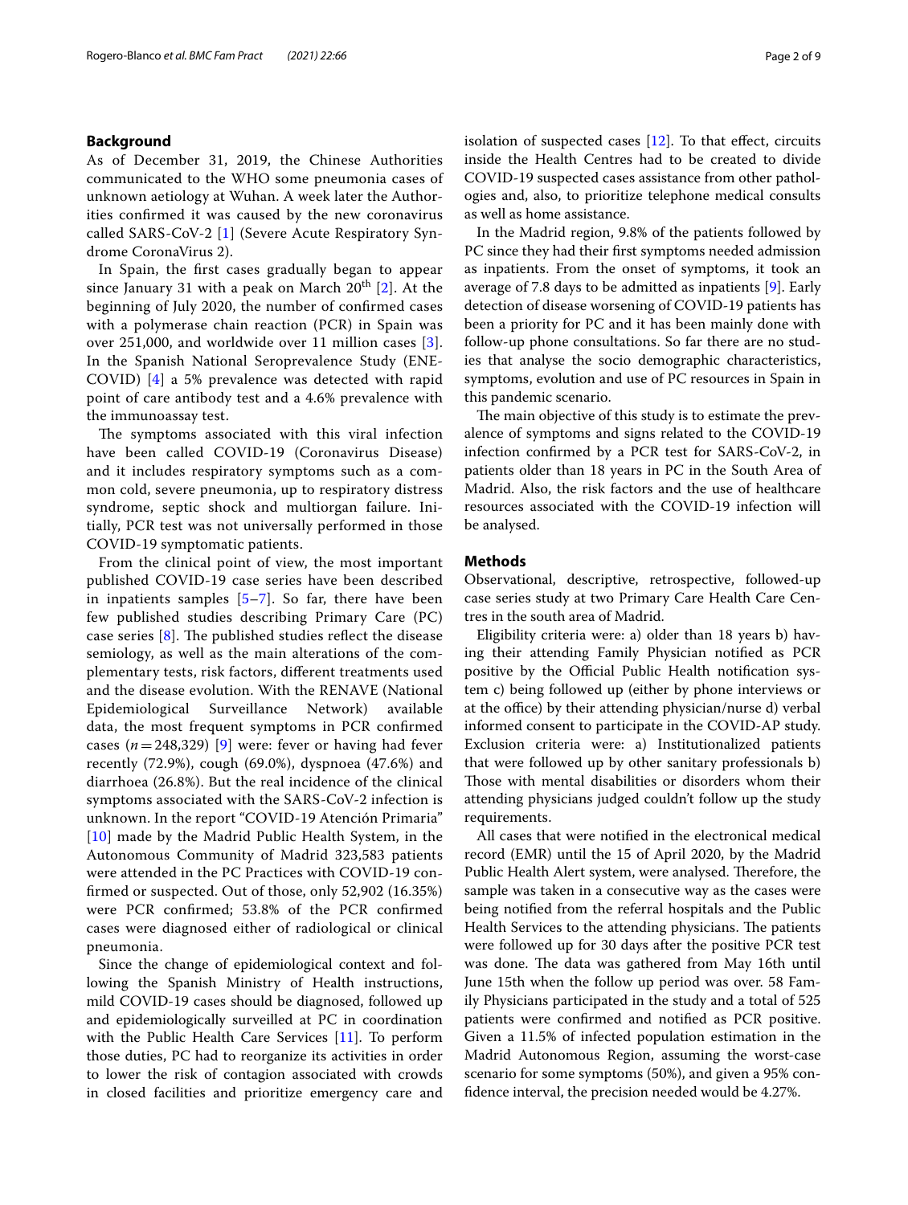## Background

As of December 31, 2019, the Chinese Authorities communicated to the WHO some pneumonia cases of unknown aetiology at Wuhan. A week later the Authorities confirmed it was caused by the new coronavirus called SARS-CoV-2 [1] (Severe Acute Respiratory Syndrome CoronaVirus 2).

In Spain, the first cases gradually began to appear since January 31 with a peak on March 20th [2]. At the beginning of July 2020, the number of confirmed cases with a polymerase chain reaction (PCR) in Spain was over 251,000, and worldwide over 11 million cases [3]. In the Spanish National Seroprevalence Study (ENE-COVID) [4] a 5% prevalence was detected with rapid point of care antibody test and a 4.6% prevalence with the immunoassay test.

The symptoms associated with this viral infection have been called COVID-19 (Coronavirus Disease) and it includes respiratory symptoms such as a common cold, severe pneumonia, up to respiratory distress syndrome, septic shock and multiorgan failure. Initially, PCR test was not universally performed in those COVID-19 symptomatic patients.

From the clinical point of view, the most important published COVID-19 case series have been described in inpatients samples [5–7]. So far, there have been few published studies describing Primary Care (PC) case series [8]. The published studies reflect the disease semiology, as well as the main alterations of the complementary tests, risk factors, different treatments used and the disease evolution. With the RENAVE (National Epidemiological Surveillance Network) available data, the most frequent symptoms in PCR confirmed cases ($n = 248{,}329$) [9] were: fever or having had fever recently (72.9%), cough (69.0%), dyspnoea (47.6%) and diarrhoea (26.8%). But the real incidence of the clinical symptoms associated with the SARS-CoV-2 infection is unknown. In the report "COVID-19 Atención Primaria" [10] made by the Madrid Public Health System, in the Autonomous Community of Madrid 323,583 patients were attended in the PC Practices with COVID-19 confirmed or suspected. Out of those, only 52,902 (16.35%) were PCR confirmed; 53.8% of the PCR confirmed cases were diagnosed either of radiological or clinical pneumonia.

Since the change of epidemiological context and following the Spanish Ministry of Health instructions, mild COVID-19 cases should be diagnosed, followed up and epidemiologically surveilled at PC in coordination with the Public Health Care Services [11]. To perform those duties, PC had to reorganize its activities in order to lower the risk of contagion associated with crowds in closed facilities and prioritize emergency care and isolation of suspected cases [12]. To that effect, circuits inside the Health Centres had to be created to divide COVID-19 suspected cases assistance from other pathologies and, also, to prioritize telephone medical consults as well as home assistance.

In the Madrid region, 9.8% of the patients followed by PC since they had their first symptoms needed admission as inpatients. From the onset of symptoms, it took an average of 7.8 days to be admitted as inpatients [9]. Early detection of disease worsening of COVID-19 patients has been a priority for PC and it has been mainly done with follow-up phone consultations. So far there are no studies that analyse the socio demographic characteristics, symptoms, evolution and use of PC resources in Spain in this pandemic scenario.

The main objective of this study is to estimate the prevalence of symptoms and signs related to the COVID-19 infection confirmed by a PCR test for SARS-CoV-2, in patients older than 18 years in PC in the South Area of Madrid. Also, the risk factors and the use of healthcare resources associated with the COVID-19 infection will be analysed.

## Methods

Observational, descriptive, retrospective, followed-up case series study at two Primary Care Health Care Centres in the south area of Madrid.

Eligibility criteria were: a) older than 18 years b) having their attending Family Physician notified as PCR positive by the Official Public Health notification system c) being followed up (either by phone interviews or at the office) by their attending physician/nurse d) verbal informed consent to participate in the COVID-AP study. Exclusion criteria were: a) Institutionalized patients that were followed up by other sanitary professionals b) Those with mental disabilities or disorders whom their attending physicians judged couldn't follow up the study requirements.

All cases that were notified in the electronical medical record (EMR) until the 15 of April 2020, by the Madrid Public Health Alert system, were analysed. Therefore, the sample was taken in a consecutive way as the cases were being notified from the referral hospitals and the Public Health Services to the attending physicians. The patients were followed up for 30 days after the positive PCR test was done. The data was gathered from May 16th until June 15th when the follow up period was over. 58 Family Physicians participated in the study and a total of 525 patients were confirmed and notified as PCR positive. Given a 11.5% of infected population estimation in the Madrid Autonomous Region, assuming the worst-case scenario for some symptoms (50%), and given a 95% confidence interval, the precision needed would be 4.27%.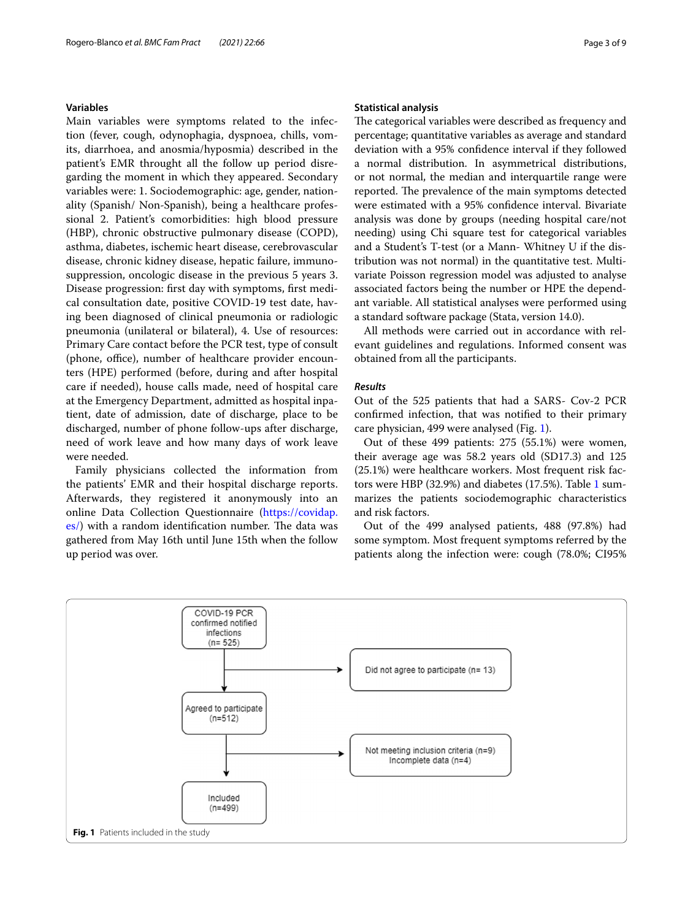### Variables

Main variables were symptoms related to the infection (fever, cough, odynophagia, dyspnoea, chills, vomits, diarrhoea, and anosmia/hyposmia) described in the patient's EMR throught all the follow up period disregarding the moment in which they appeared. Secondary variables were: 1. Sociodemographic: age, gender, nationality (Spanish/ Non-Spanish), being a healthcare professional 2. Patient's comorbidities: high blood pressure (HBP), chronic obstructive pulmonary disease (COPD), asthma, diabetes, ischemic heart disease, cerebrovascular disease, chronic kidney disease, hepatic failure, immunosuppression, oncologic disease in the previous 5 years 3. Disease progression: first day with symptoms, first medical consultation date, positive COVID-19 test date, having been diagnosed of clinical pneumonia or radiologic pneumonia (unilateral or bilateral), 4. Use of resources: Primary Care contact before the PCR test, type of consult (phone, office), number of healthcare provider encounters (HPE) performed (before, during and after hospital care if needed), house calls made, need of hospital care at the Emergency Department, admitted as hospital inpatient, date of admission, date of discharge, place to be discharged, number of phone follow-ups after discharge, need of work leave and how many days of work leave were needed.

Family physicians collected the information from the patients' EMR and their hospital discharge reports. Afterwards, they registered it anonymously into an online Data Collection Questionnaire (https://covidap.es/) with a random identification number. The data was gathered from May 16th until June 15th when the follow up period was over.

### Statistical analysis

The categorical variables were described as frequency and percentage; quantitative variables as average and standard deviation with a 95% confidence interval if they followed a normal distribution. In asymmetrical distributions, or not normal, the median and interquartile range were reported. The prevalence of the main symptoms detected were estimated with a 95% confidence interval. Bivariate analysis was done by groups (needing hospital care/not needing) using Chi square test for categorical variables and a Student's T-test (or a Mann- Whitney U if the distribution was not normal) in the quantitative test. Multivariate Poisson regression model was adjusted to analyse associated factors being the number or HPE the dependant variable. All statistical analyses were performed using a standard software package (Stata, version 14.0).

All methods were carried out in accordance with relevant guidelines and regulations. Informed consent was obtained from all the participants.

### *Results*

Out of the 525 patients that had a SARS- Cov-2 PCR confirmed infection, that was notified to their primary care physician, 499 were analysed (Fig. 1).

Out of these 499 patients: 275 (55.1%) were women, their average age was 58.2 years old (SD17.3) and 125 (25.1%) were healthcare workers. Most frequent risk factors were HBP (32.9%) and diabetes (17.5%). Table 1 summarizes the patients sociodemographic characteristics and risk factors.

Out of the 499 analysed patients, 488 (97.8%) had some symptom. Most frequent symptoms referred by the patients along the infection were: cough (78.0%; CI95%

COVID-19 PCR confirmed notified infections (n= 525)

Did not agree to participate (n= 13)

Agreed to participate (n=512)

Not meeting inclusion criteria (n=9)
Incomplete data (n=4)

Included (n=499)

**Fig. 1** Patients included in the study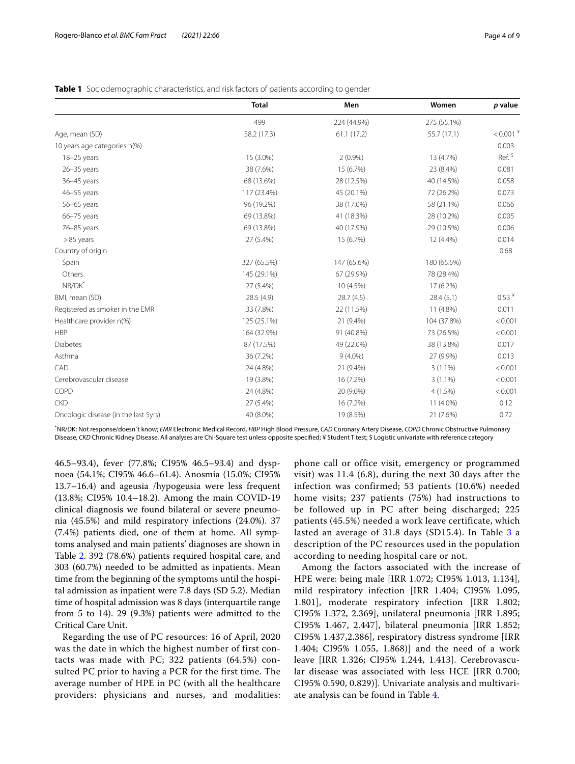**Table 1** Sociodemographic characteristics, and risk factors of patients according to gender

| | Total | Men | Women | p value |
|---|---|---|---|---|
| | 499 | 224 (44.9%) | 275 (55.1%) | |
| Age, mean (SD) | 58.2 (17.3) | 61.1 (17.2) | 55.7 (17.1) | < 0.001 ¥ |
| 10 years age categories n(%) | | | | 0.003 |
| 18–25 years | 15 (3.0%) | 2 (0.9%) | 13 (4.7%) | Ref. $ |
| 26–35 years | 38 (7.6%) | 15 (6.7%) | 23 (8.4%) | 0.081 |
| 36–45 years | 68 (13.6%) | 28 (12.5%) | 40 (14.5%) | 0.058 |
| 46–55 years | 117 (23.4%) | 45 (20.1%) | 72 (26.2%) | 0.073 |
| 56–65 years | 96 (19.2%) | 38 (17.0%) | 58 (21.1%) | 0.066 |
| 66–75 years | 69 (13.8%) | 41 (18.3%) | 28 (10.2%) | 0.005 |
| 76–85 years | 69 (13.8%) | 40 (17.9%) | 29 (10.5%) | 0.006 |
| > 85 years | 27 (5.4%) | 15 (6.7%) | 12 (4.4%) | 0.014 |
| Country of origin | | | | 0.68 |
| Spain | 327 (65.5%) | 147 (65.6%) | 180 (65.5%) | |
| Others | 145 (29.1%) | 67 (29.9%) | 78 (28.4%) | |
| NR/DK* | 27 (5.4%) | 10 (4.5%) | 17 (6.2%) | |
| BMI, mean (SD) | 28.5 (4.9) | 28.7 (4.5) | 28.4 (5.1) | 0.53 ¥ |
| Registered as smoker in the EMR | 33 (7.8%) | 22 (11.5%) | 11 (4.8%) | 0.011 |
| Healthcare provider n(%) | 125 (25.1%) | 21 (9.4%) | 104 (37.8%) | < 0.001 |
| HBP | 164 (32.9%) | 91 (40.8%) | 73 (26.5%) | < 0.001 |
| Diabetes | 87 (17.5%) | 49 (22.0%) | 38 (13.8%) | 0.017 |
| Asthma | 36 (7.2%) | 9 (4.0%) | 27 (9.9%) | 0.013 |
| CAD | 24 (4.8%) | 21 (9.4%) | 3 (1.1%) | < 0.001 |
| Cerebrovascular disease | 19 (3.8%) | 16 (7.2%) | 3 (1.1%) | < 0.001 |
| COPD | 24 (4.8%) | 20 (9.0%) | 4 (1.5%) | < 0.001 |
| CKD | 27 (5.4%) | 16 (7.2%) | 11 (4.0%) | 0.12 |
| Oncologic disease (in the last 5yrs) | 40 (8.0%) | 19 (8.5%) | 21 (7.6%) | 0.72 |

*NR/DK: Not response/doesn´t know; *EMR* Electronic Medical Record, *HBP* High Blood Pressure, *CAD* Coronary Artery Disease, *COPD* Chronic Obstructive Pulmonary Disease, *CKD* Chronic Kidney Disease, All analyses are Chi-Square test unless opposite specified; ¥ Student T test; $ Logistic univariate with reference category

46.5–93.4), fever (77.8%; CI95% 46.5–93.4) and dyspnoea (54.1%; CI95% 46.6–61.4). Anosmia (15.0%; CI95% 13.7–16.4) and ageusia /hypogeusia were less frequent (13.8%; CI95% 10.4–18.2). Among the main COVID-19 clinical diagnosis we found bilateral or severe pneumonia (45.5%) and mild respiratory infections (24.0%). 37 (7.4%) patients died, one of them at home. All symptoms analysed and main patients' diagnoses are shown in Table 2. 392 (78.6%) patients required hospital care, and 303 (60.7%) needed to be admitted as inpatients. Mean time from the beginning of the symptoms until the hospital admission as inpatient were 7.8 days (SD 5.2). Median time of hospital admission was 8 days (interquartile range from 5 to 14). 29 (9.3%) patients were admitted to the Critical Care Unit.

Regarding the use of PC resources: 16 of April, 2020 was the date in which the highest number of first contacts was made with PC; 322 patients (64.5%) consulted PC prior to having a PCR for the first time. The average number of HPE in PC (with all the healthcare providers: physicians and nurses, and modalities: phone call or office visit, emergency or programmed visit) was 11.4 (6.8), during the next 30 days after the infection was confirmed; 53 patients (10.6%) needed home visits; 237 patients (75%) had instructions to be followed up in PC after being discharged; 225 patients (45.5%) needed a work leave certificate, which lasted an average of 31.8 days (SD15.4). In Table 3 a description of the PC resources used in the population according to needing hospital care or not.

Among the factors associated with the increase of HPE were: being male [IRR 1.072; CI95% 1.013, 1.134], mild respiratory infection [IRR 1.404; CI95% 1.095, 1.801], moderate respiratory infection [IRR 1.802; CI95% 1.372, 2.369], unilateral pneumonia [IRR 1.895; CI95% 1.467, 2.447], bilateral pneumonia [IRR 1.852; CI95% 1.437,2.386], respiratory distress syndrome [IRR 1.404; CI95% 1.055, 1.868)] and the need of a work leave [IRR 1.326; CI95% 1.244, 1.413]. Cerebrovascular disease was associated with less HCE [IRR 0.700; CI95% 0.590, 0.829)]. Univariate analysis and multivariate analysis can be found in Table 4.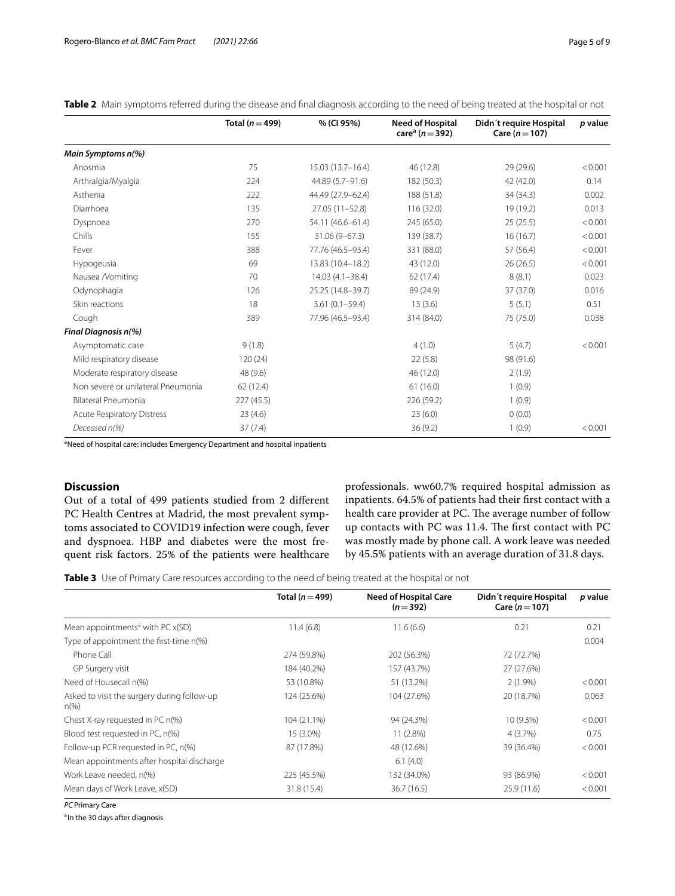**Table 2** Main symptoms referred during the disease and final diagnosis according to the need of being treated at the hospital or not

| | Total ($n = 499$) | % (CI 95%) | Need of Hospital care[a] ($n = 392$) | Didn´t require Hospital Care ($n = 107$) | *p* value |
|---|---|---|---|---|---|
| ***Main Symptoms n(%)*** | | | | | |
| Anosmia | 75 | 15.03 (13.7–16.4) | 46 (12.8) | 29 (29.6) | < 0.001 |
| Arthralgia/Myalgia | 224 | 44.89 (5.7–91.6) | 182 (50.3) | 42 (42.0) | 0.14 |
| Asthenia | 222 | 44.49 (27.9–62.4) | 188 (51.8) | 34 (34.3) | 0.002 |
| Diarrhoea | 135 | 27.05 (11–52.8) | 116 (32.0) | 19 (19.2) | 0.013 |
| Dyspnoea | 270 | 54.11 (46.6–61.4) | 245 (65.0) | 25 (25.5) | < 0.001 |
| Chills | 155 | 31.06 (9–67.3) | 139 (38.7) | 16 (16.7) | < 0.001 |
| Fever | 388 | 77.76 (46.5–93.4) | 331 (88.0) | 57 (56.4) | < 0.001 |
| Hypogeusia | 69 | 13.83 (10.4–18.2) | 43 (12.0) | 26 (26.5) | < 0.001 |
| Nausea /Vomiting | 70 | 14.03 (4.1–38.4) | 62 (17.4) | 8 (8.1) | 0.023 |
| Odynophagia | 126 | 25.25 (14.8–39.7) | 89 (24.9) | 37 (37.0) | 0.016 |
| Skin reactions | 18 | 3.61 (0.1–59.4) | 13 (3.6) | 5 (5.1) | 0.51 |
| Cough | 389 | 77.96 (46.5–93.4) | 314 (84.0) | 75 (75.0) | 0.038 |
| ***Final Diagnosis n(%)*** | | | | | |
| Asymptomatic case | 9 (1.8) | | 4 (1.0) | 5 (4.7) | < 0.001 |
| Mild respiratory disease | 120 (24) | | 22 (5.8) | 98 (91.6) | |
| Moderate respiratory disease | 48 (9.6) | | 46 (12.0) | 2 (1.9) | |
| Non severe or unilateral Pneumonia | 62 (12.4) | | 61 (16.0) | 1 (0.9) | |
| Bilateral Pneumonia | 227 (45.5) | | 226 (59.2) | 1 (0.9) | |
| Acute Respiratory Distress | 23 (4.6) | | 23 (6.0) | 0 (0.0) | |
| *Deceased n(%)* | 37 (7.4) | | 36 (9.2) | 1 (0.9) | < 0.001 |

[a]Need of hospital care: includes Emergency Department and hospital inpatients

## Discussion

Out of a total of 499 patients studied from 2 different PC Health Centres at Madrid, the most prevalent symptoms associated to COVID19 infection were cough, fever and dyspnoea. HBP and diabetes were the most frequent risk factors. 25% of the patients were healthcare professionals. ww60.7% required hospital admission as inpatients. 64.5% of patients had their first contact with a health care provider at PC. The average number of follow up contacts with PC was 11.4. The first contact with PC was mostly made by phone call. A work leave was needed by 45.5% patients with an average duration of 31.8 days.

**Table 3** Use of Primary Care resources according to the need of being treated at the hospital or not

| | Total ($n = 499$) | Need of Hospital Care ($n = 392$) | Didn´t require Hospital Care ($n = 107$) | *p* value |
|---|---|---|---|---|
| Mean appointments[a] with PC x(SD) | 11.4 (6.8) | 11.6 (6.6) | 0.21 | 0.21 |
| Type of appointment the first-time n(%) | | | | 0.004 |
| Phone Call | 274 (59.8%) | 202 (56.3%) | 72 (72.7%) | |
| GP Surgery visit | 184 (40.2%) | 157 (43.7%) | 27 (27.6%) | |
| Need of Housecall n(%) | 53 (10.8%) | 51 (13.2%) | 2 (1.9%) | < 0.001 |
| Asked to visit the surgery during follow-up n(%) | 124 (25.6%) | 104 (27.6%) | 20 (18.7%) | 0.063 |
| Chest X-ray requested in PC n(%) | 104 (21.1%) | 94 (24.3%) | 10 (9.3%) | < 0.001 |
| Blood test requested in PC, n(%) | 15 (3.0%) | 11 (2.8%) | 4 (3.7%) | 0.75 |
| Follow-up PCR requested in PC, n(%) | 87 (17.8%) | 48 (12.6%) | 39 (36.4%) | < 0.001 |
| Mean appointments after hospital discharge | | 6.1 (4.0) | | |
| Work Leave needed, n(%) | 225 (45.5%) | 132 (34.0%) | 93 (86.9%) | < 0.001 |
| Mean days of Work Leave, x(SD) | 31.8 (15.4) | 36.7 (16.5) | 25.9 (11.6) | < 0.001 |

*PC* Primary Care

[a]In the 30 days after diagnosis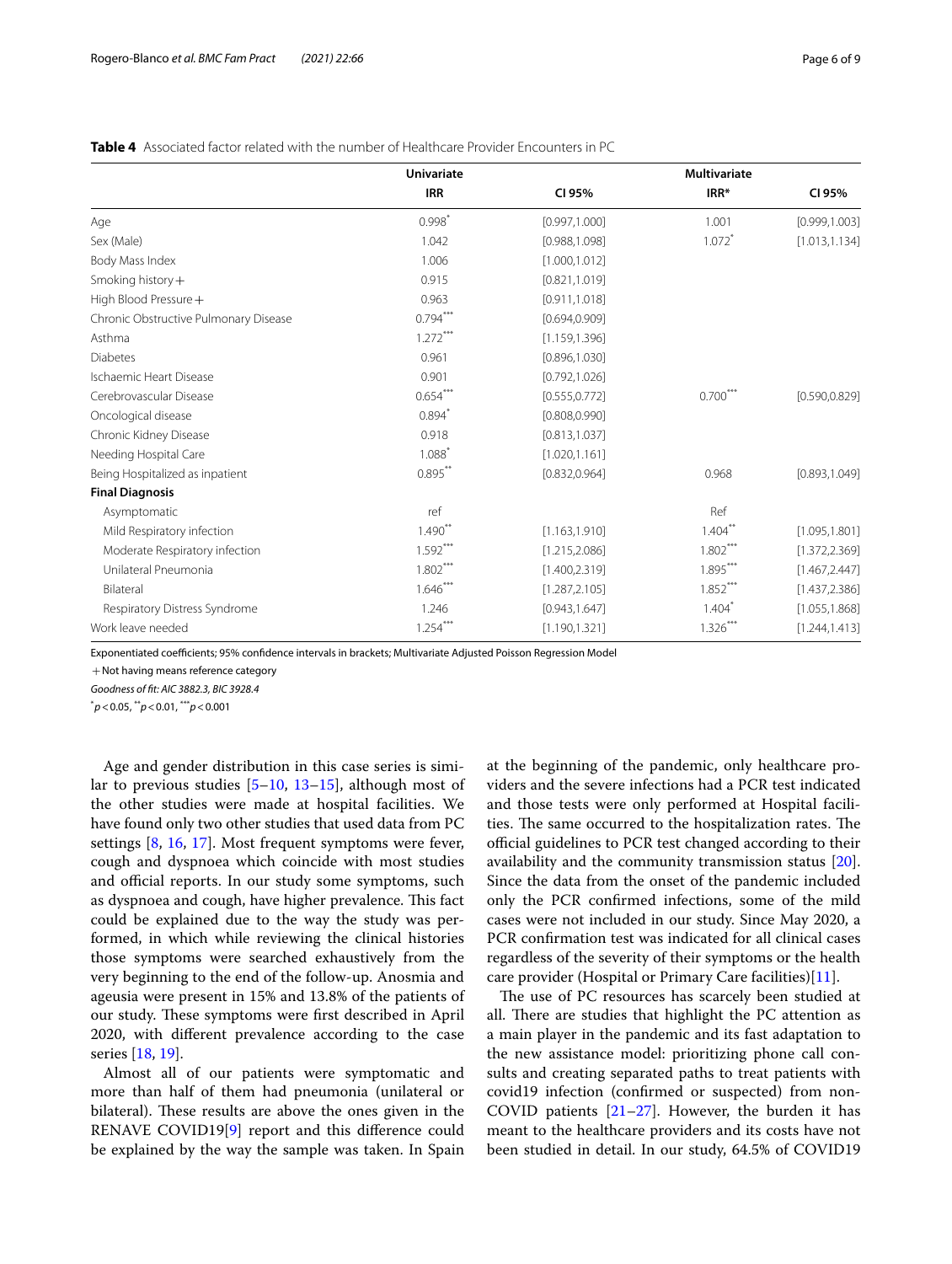**Table 4** Associated factor related with the number of Healthcare Provider Encounters in PC

| | Univariate | | Multivariate | |
|---|---|---|---|---|
| | IRR | CI 95% | IRR* | CI 95% |
| Age | 0.998* | [0.997,1.000] | 1.001 | [0.999,1.003] |
| Sex (Male) | 1.042 | [0.988,1.098] | 1.072* | [1.013,1.134] |
| Body Mass Index | 1.006 | [1.000,1.012] | | |
| Smoking history + | 0.915 | [0.821,1.019] | | |
| High Blood Pressure + | 0.963 | [0.911,1.018] | | |
| Chronic Obstructive Pulmonary Disease | 0.794*** | [0.694,0.909] | | |
| Asthma | 1.272*** | [1.159,1.396] | | |
| Diabetes | 0.961 | [0.896,1.030] | | |
| Ischaemic Heart Disease | 0.901 | [0.792,1.026] | | |
| Cerebrovascular Disease | 0.654*** | [0.555,0.772] | 0.700*** | [0.590,0.829] |
| Oncological disease | 0.894* | [0.808,0.990] | | |
| Chronic Kidney Disease | 0.918 | [0.813,1.037] | | |
| Needing Hospital Care | 1.088* | [1.020,1.161] | | |
| Being Hospitalized as inpatient | 0.895** | [0.832,0.964] | 0.968 | [0.893,1.049] |
| **Final Diagnosis** | | | | |
| Asymptomatic | ref | | Ref | |
| Mild Respiratory infection | 1.490** | [1.163,1.910] | 1.404** | [1.095,1.801] |
| Moderate Respiratory infection | 1.592*** | [1.215,2.086] | 1.802*** | [1.372,2.369] |
| Unilateral Pneumonia | 1.802*** | [1.400,2.319] | 1.895*** | [1.467,2.447] |
| Bilateral | 1.646*** | [1.287,2.105] | 1.852*** | [1.437,2.386] |
| Respiratory Distress Syndrome | 1.246 | [0.943,1.647] | 1.404* | [1.055,1.868] |
| Work leave needed | 1.254*** | [1.190,1.321] | 1.326*** | [1.244,1.413] |

Exponentiated coefficients; 95% confidence intervals in brackets; Multivariate Adjusted Poisson Regression Model

+ Not having means reference category

*Goodness of fit: AIC 3882.3, BIC 3928.4*

* $p < 0.05$, ** $p < 0.01$, *** $p < 0.001$

Age and gender distribution in this case series is similar to previous studies [5–10, 13–15], although most of the other studies were made at hospital facilities. We have found only two other studies that used data from PC settings [8, 16, 17]. Most frequent symptoms were fever, cough and dyspnoea which coincide with most studies and official reports. In our study some symptoms, such as dyspnoea and cough, have higher prevalence. This fact could be explained due to the way the study was performed, in which while reviewing the clinical histories those symptoms were searched exhaustively from the very beginning to the end of the follow-up. Anosmia and ageusia were present in 15% and 13.8% of the patients of our study. These symptoms were first described in April 2020, with different prevalence according to the case series [18, 19].

Almost all of our patients were symptomatic and more than half of them had pneumonia (unilateral or bilateral). These results are above the ones given in the RENAVE COVID19[9] report and this difference could be explained by the way the sample was taken. In Spain at the beginning of the pandemic, only healthcare providers and the severe infections had a PCR test indicated and those tests were only performed at Hospital facilities. The same occurred to the hospitalization rates. The official guidelines to PCR test changed according to their availability and the community transmission status [20]. Since the data from the onset of the pandemic included only the PCR confirmed infections, some of the mild cases were not included in our study. Since May 2020, a PCR confirmation test was indicated for all clinical cases regardless of the severity of their symptoms or the health care provider (Hospital or Primary Care facilities)[11].

The use of PC resources has scarcely been studied at all. There are studies that highlight the PC attention as a main player in the pandemic and its fast adaptation to the new assistance model: prioritizing phone call consults and creating separated paths to treat patients with covid19 infection (confirmed or suspected) from non-COVID patients [21–27]. However, the burden it has meant to the healthcare providers and its costs have not been studied in detail. In our study, 64.5% of COVID19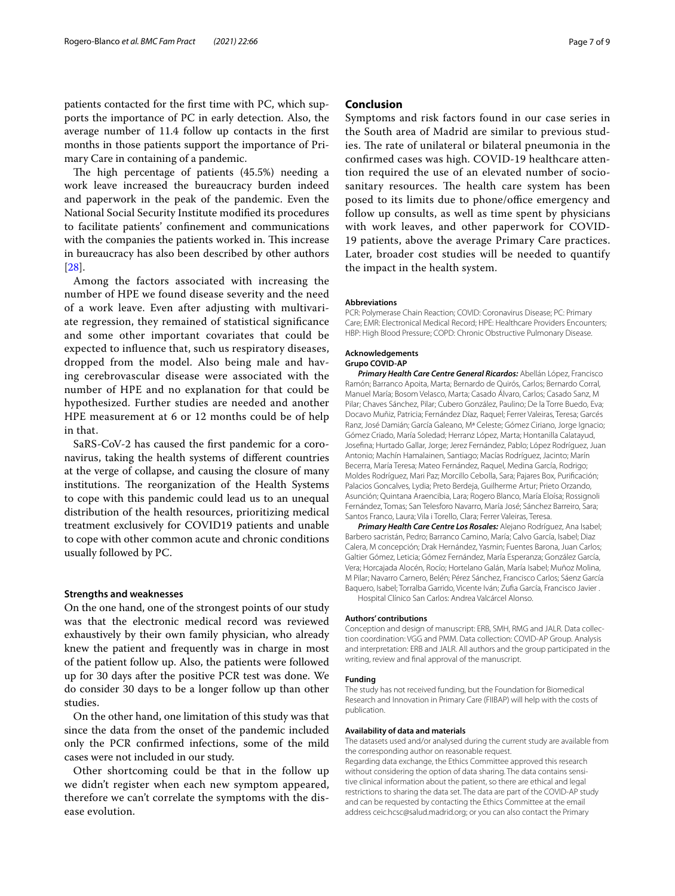patients contacted for the first time with PC, which supports the importance of PC in early detection. Also, the average number of 11.4 follow up contacts in the first months in those patients support the importance of Primary Care in containing of a pandemic.

The high percentage of patients (45.5%) needing a work leave increased the bureaucracy burden indeed and paperwork in the peak of the pandemic. Even the National Social Security Institute modified its procedures to facilitate patients' confinement and communications with the companies the patients worked in. This increase in bureaucracy has also been described by other authors [28].

Among the factors associated with increasing the number of HPE we found disease severity and the need of a work leave. Even after adjusting with multivariate regression, they remained of statistical significance and some other important covariates that could be expected to influence that, such us respiratory diseases, dropped from the model. Also being male and having cerebrovascular disease were associated with the number of HPE and no explanation for that could be hypothesized. Further studies are needed and another HPE measurement at 6 or 12 months could be of help in that.

SaRS-CoV-2 has caused the first pandemic for a coronavirus, taking the health systems of different countries at the verge of collapse, and causing the closure of many institutions. The reorganization of the Health Systems to cope with this pandemic could lead us to an unequal distribution of the health resources, prioritizing medical treatment exclusively for COVID19 patients and unable to cope with other common acute and chronic conditions usually followed by PC.

### Strengths and weaknesses

On the one hand, one of the strongest points of our study was that the electronic medical record was reviewed exhaustively by their own family physician, who already knew the patient and frequently was in charge in most of the patient follow up. Also, the patients were followed up for 30 days after the positive PCR test was done. We do consider 30 days to be a longer follow up than other studies.

On the other hand, one limitation of this study was that since the data from the onset of the pandemic included only the PCR confirmed infections, some of the mild cases were not included in our study.

Other shortcoming could be that in the follow up we didn't register when each new symptom appeared, therefore we can't correlate the symptoms with the disease evolution.

## Conclusion

Symptoms and risk factors found in our case series in the South area of Madrid are similar to previous studies. The rate of unilateral or bilateral pneumonia in the confirmed cases was high. COVID-19 healthcare attention required the use of an elevated number of sociosanitary resources. The health care system has been posed to its limits due to phone/office emergency and follow up consults, as well as time spent by physicians with work leaves, and other paperwork for COVID-19 patients, above the average Primary Care practices. Later, broader cost studies will be needed to quantify the impact in the health system.

#### Abbreviations

PCR: Polymerase Chain Reaction; COVID: Coronavirus Disease; PC: Primary Care; EMR: Electronical Medical Record; HPE: Healthcare Providers Encounters; HBP: High Blood Pressure; COPD: Chronic Obstructive Pulmonary Disease.

#### Acknowledgements

**Grupo COVID-AP**

***Primary Health Care Centre General Ricardos:*** Abellán López, Francisco Ramón; Barranco Apoita, Marta; Bernardo de Quirós, Carlos; Bernardo Corral, Manuel María; Bosom Velasco, Marta; Casado Álvaro, Carlos; Casado Sanz, M Pilar; Chaves Sánchez, Pilar; Cubero González, Paulino; De la Torre Buedo, Eva; Docavo Muñiz, Patricia; Fernández Díaz, Raquel; Ferrer Valeiras, Teresa; Garcés Ranz, José Damián; García Galeano, Mª Celeste; Gómez Ciriano, Jorge Ignacio; Gómez Criado, María Soledad; Herranz López, Marta; Hontanilla Calatayud, Josefina; Hurtado Gallar, Jorge; Jerez Fernández, Pablo; López Rodríguez, Juan Antonio; Machín Hamalainen, Santiago; Macías Rodríguez, Jacinto; Marín Becerra, María Teresa; Mateo Fernández, Raquel, Medina García, Rodrigo; Moldes Rodríguez, Mari Paz; Morcillo Cebolla, Sara; Pajares Box, Purificación; Palacios Goncalves, Lydia; Preto Berdeja, Guilherme Artur; Prieto Orzando, Asunción; Quintana Araencibia, Lara; Rogero Blanco, María Eloísa; Rossignoli Fernández, Tomas; San Telesforo Navarro, María José; Sánchez Barreiro, Sara; Santos Franco, Laura; Vila i Torello, Clara; Ferrer Valeiras, Teresa.

***Primary Health Care Centre Los Rosales:*** Alejano Rodríguez, Ana Isabel; Barbero sacristán, Pedro; Barranco Camino, María; Calvo García, Isabel; Diaz Calera, M concepción; Drak Hernández, Yasmin; Fuentes Barona, Juan Carlos; Galtier Gómez, Leticia; Gómez Fernández, María Esperanza; González García, Vera; Horcajada Alocén, Rocío; Hortelano Galán, María Isabel; Muñoz Molina, M Pilar; Navarro Carnero, Belén; Pérez Sánchez, Francisco Carlos; Sáenz García Baquero, Isabel; Torralba Garrido, Vicente Iván; Zufia García, Francisco Javier .

Hospital Clínico San Carlos: Andrea Valcárcel Alonso.

#### Authors' contributions

Conception and design of manuscript: ERB, SMH, RMG and JALR. Data collection coordination: VGG and PMM. Data collection: COVID-AP Group. Analysis and interpretation: ERB and JALR. All authors and the group participated in the writing, review and final approval of the manuscript.

#### Funding

The study has not received funding, but the Foundation for Biomedical Research and Innovation in Primary Care (FIIBAP) will help with the costs of publication.

#### Availability of data and materials

The datasets used and/or analysed during the current study are available from the corresponding author on reasonable request.

Regarding data exchange, the Ethics Committee approved this research without considering the option of data sharing. The data contains sensitive clinical information about the patient, so there are ethical and legal restrictions to sharing the data set. The data are part of the COVID-AP study and can be requested by contacting the Ethics Committee at the email address ceic.hcsc@salud.madrid.org; or you can also contact the Primary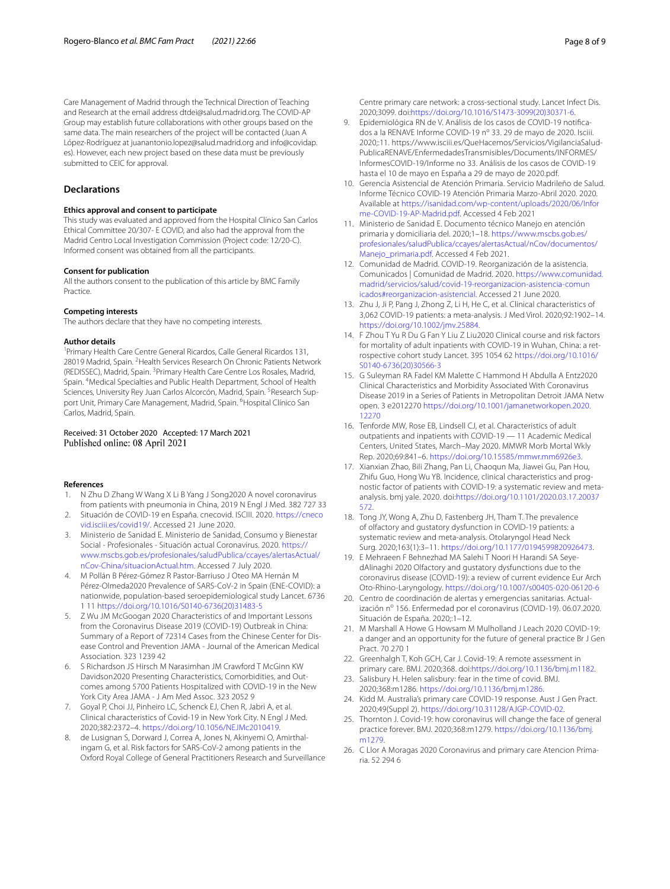Care Management of Madrid through the Technical Direction of Teaching and Research at the email address dtdei@salud.madrid.org. The COVID-AP Group may establish future collaborations with other groups based on the same data. The main researchers of the project will be contacted (Juan A López-Rodríguez at juanantonio.lopez@salud.madrid.org and info@covidap.es). However, each new project based on these data must be previously submitted to CEIC for approval.

## Declarations

### Ethics approval and consent to participate

This study was evaluated and approved from the Hospital Clínico San Carlos Ethical Committee 20/307- E COVID, and also had the approval from the Madrid Centro Local Investigation Commission (Project code: 12/20-C). Informed consent was obtained from all the participants.

### Consent for publication

All the authors consent to the publication of this article by BMC Family Practice.

### Competing interests

The authors declare that they have no competing interests.

### Author details

[1]Primary Health Care Centre General Ricardos, Calle General Ricardos 131, 28019 Madrid, Spain. [2]Health Services Research On Chronic Patients Network (REDISSEC), Madrid, Spain. [3]Primary Health Care Centre Los Rosales, Madrid, Spain. [4]Medical Specialties and Public Health Department, School of Health Sciences, University Rey Juan Carlos Alcorcón, Madrid, Spain. [5]Research Support Unit, Primary Care Management, Madrid, Spain. [6]Hospital Clínico San Carlos, Madrid, Spain.

Received: 31 October 2020 Accepted: 17 March 2021
Published online: 08 April 2021

## References

1. N Zhu D Zhang W Wang X Li B Yang J Song2020 A novel coronavirus from patients with pneumonia in China, 2019 N Engl J Med. 382 727 33
2. Situación de COVID-19 en España. cnecovid. ISCIII. 2020. https://cnecovid.isciii.es/covid19/. Accessed 21 June 2020.
3. Ministerio de Sanidad E. Ministerio de Sanidad, Consumo y Bienestar Social - Profesionales - Situación actual Coronavirus. 2020. https://www.mscbs.gob.es/profesionales/saludPublica/ccayes/alertasActual/nCov-China/situacionActual.htm. Accessed 7 July 2020.
4. M Pollán B Pérez-Gómez R Pastor-Barriuso J Oteo MA Hernán M Pérez-Olmeda2020 Prevalence of SARS-CoV-2 in Spain (ENE-COVID): a nationwide, population-based seroepidemiological study Lancet. 6736 1 11 https://doi.org/10.1016/S0140-6736(20)31483-5
5. Z Wu JM McGoogan 2020 Characteristics of and Important Lessons from the Coronavirus Disease 2019 (COVID-19) Outbreak in China: Summary of a Report of 72314 Cases from the Chinese Center for Disease Control and Prevention JAMA - Journal of the American Medical Association. 323 1239 42
6. S Richardson JS Hirsch M Narasimhan JM Crawford T McGinn KW Davidson2020 Presenting Characteristics, Comorbidities, and Outcomes among 5700 Patients Hospitalized with COVID-19 in the New York City Area JAMA - J Am Med Assoc. 323 2052 9
7. Goyal P, Choi JJ, Pinheiro LC, Schenck EJ, Chen R, Jabri A, et al. Clinical characteristics of Covid-19 in New York City. N Engl J Med. 2020;382:2372–4. https://doi.org/10.1056/NEJMc2010419.
8. de Lusignan S, Dorward J, Correa A, Jones N, Akinyemi O, Amirthalingam G, et al. Risk factors for SARS-CoV-2 among patients in the Oxford Royal College of General Practitioners Research and Surveillance Centre primary care network: a cross-sectional study. Lancet Infect Dis. 2020;3099. doi:https://doi.org/10.1016/S1473-3099(20)30371-6.
9. Epidemiológica RN de V. Análisis de los casos de COVID-19 notificados a la RENAVE Informe COVID-19 nº 33. 29 de mayo de 2020. Isciii. 2020;:11. https://www.isciii.es/QueHacemos/Servicios/VigilanciaSaludPublicaRENAVE/EnfermedadesTransmisibles/Documents/INFORMES/InformesCOVID-19/Informe no 33. Análisis de los casos de COVID-19 hasta el 10 de mayo en España a 29 de mayo de 2020.pdf.
10. Gerencia Asistencial de Atención Primaria. Servicio Madrileño de Salud. Informe Técnico COVID-19 Atención Primaria Marzo-Abril 2020. 2020. Available at https://isanidad.com/wp-content/uploads/2020/06/Informe-COVID-19-AP-Madrid.pdf. Accessed 4 Feb 2021
11. Ministerio de Sanidad E. Documento técnico Manejo en atención primaria y domiciliaria del. 2020;1–18. https://www.mscbs.gob.es/profesionales/saludPublica/ccayes/alertasActual/nCov/documentos/Manejo_primaria.pdf. Accessed 4 Feb 2021.
12. Comunidad de Madrid. COVID-19. Reorganización de la asistencia. Comunicados | Comunidad de Madrid. 2020. https://www.comunidad.madrid/servicios/salud/covid-19-reorganizacion-asistencia-comunicados#reorganizacion-asistencial. Accessed 21 June 2020.
13. Zhu J, Ji P, Pang J, Zhong Z, Li H, He C, et al. Clinical characteristics of 3,062 COVID-19 patients: a meta-analysis. J Med Virol. 2020;92:1902–14. https://doi.org/10.1002/jmv.25884.
14. F Zhou T Yu R Du G Fan Y Liu Z Liu2020 Clinical course and risk factors for mortality of adult inpatients with COVID-19 in Wuhan, China: a retrospective cohort study Lancet. 395 1054 62 https://doi.org/10.1016/S0140-6736(20)30566-3
15. G Suleyman RA Fadel KM Malette C Hammond H Abdulla A Entz2020 Clinical Characteristics and Morbidity Associated With Coronavirus Disease 2019 in a Series of Patients in Metropolitan Detroit JAMA Netw open. 3 e2012270 https://doi.org/10.1001/jamanetworkopen.2020.12270
16. Tenforde MW, Rose EB, Lindsell CJ, et al. Characteristics of adult outpatients and inpatients with COVID-19 — 11 Academic Medical Centers, United States, March–May 2020. MMWR Morb Mortal Wkly Rep. 2020;69:841–6. https://doi.org/10.15585/mmwr.mm6926e3.
17. Xianxian Zhao, Bili Zhang, Pan Li, Chaoqun Ma, Jiawei Gu, Pan Hou, Zhifu Guo, Hong Wu YB. Incidence, clinical characteristics and prognostic factor of patients with COVID-19: a systematic review and meta-analysis. bmj yale. 2020. doi:https://doi.org/10.1101/2020.03.17.20037572.
18. Tong JY, Wong A, Zhu D, Fastenberg JH, Tham T. The prevalence of olfactory and gustatory dysfunction in COVID-19 patients: a systematic review and meta-analysis. Otolaryngol Head Neck Surg. 2020;163(1):3–11. https://doi.org/10.1177/0194599820926473.
19. E Mehraeen F Behnezhad MA Salehi T Noori H Harandi SA SeyedAlinaghi 2020 Olfactory and gustatory dysfunctions due to the coronavirus disease (COVID-19): a review of current evidence Eur Arch Oto-Rhino-Laryngology. https://doi.org/10.1007/s00405-020-06120-6
20. Centro de coordinación de alertas y emergencias sanitarias. Actualización nº 156. Enfermedad por el coronavirus (COVID-19). 06.07.2020. Situación de España. 2020;:1–12.
21. M Marshall A Howe G Howsam M Mulholland J Leach 2020 COVID-19: a danger and an opportunity for the future of general practice Br J Gen Pract. 70 270 1
22. Greenhalgh T, Koh GCH, Car J. Covid-19: A remote assessment in primary care. BMJ. 2020;368. doi:https://doi.org/10.1136/bmj.m1182.
23. Salisbury H. Helen salisbury: fear in the time of covid. BMJ. 2020;368:m1286. https://doi.org/10.1136/bmj.m1286.
24. Kidd M. Australia's primary care COVID-19 response. Aust J Gen Pract. 2020;49(Suppl 2). https://doi.org/10.31128/AJGP-COVID-02.
25. Thornton J. Covid-19: how coronavirus will change the face of general practice forever. BMJ. 2020;368:m1279. https://doi.org/10.1136/bmj.m1279.
26. C Llor A Moragas 2020 Coronavirus and primary care Atencion Primaria. 52 294 6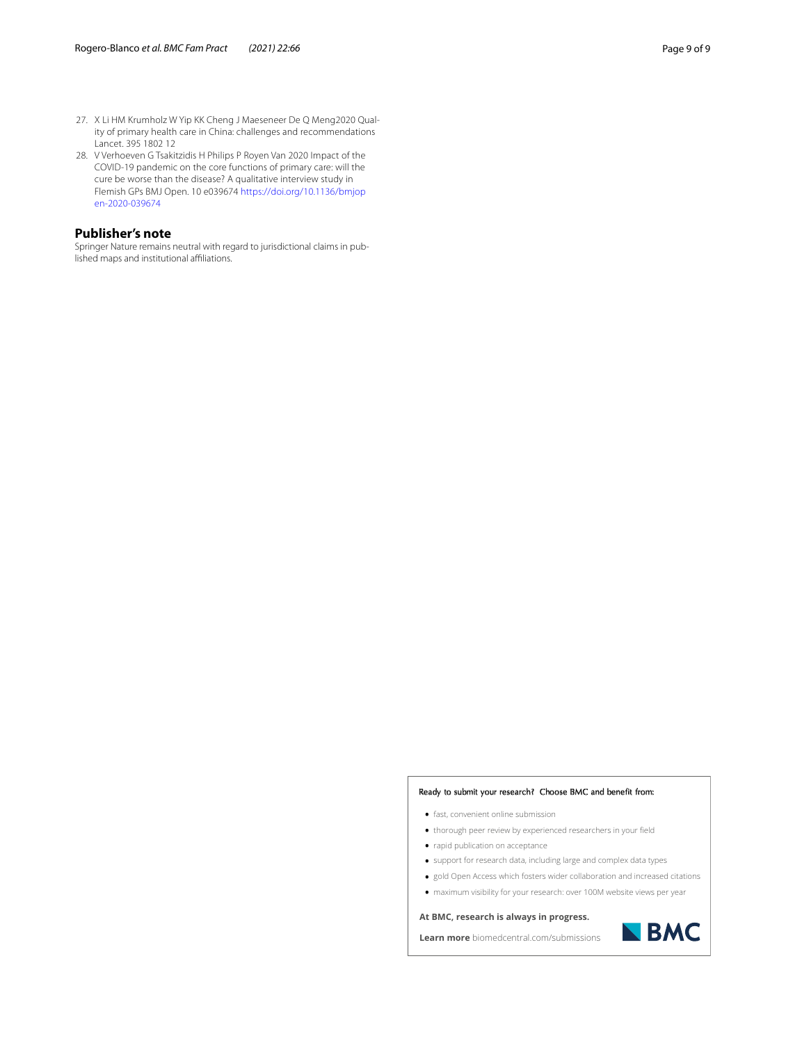27. X Li HM Krumholz W Yip KK Cheng J Maeseneer De Q Meng2020 Quality of primary health care in China: challenges and recommendations Lancet. 395 1802 12
28. V Verhoeven G Tsakitzidis H Philips P Royen Van 2020 Impact of the COVID-19 pandemic on the core functions of primary care: will the cure be worse than the disease? A qualitative interview study in Flemish GPs BMJ Open. 10 e039674 https://doi.org/10.1136/bmjopen-2020-039674

## Publisher's note

Springer Nature remains neutral with regard to jurisdictional claims in published maps and institutional affiliations.

Ready to submit your research? Choose BMC and benefit from:

- fast, convenient online submission
- thorough peer review by experienced researchers in your field
- rapid publication on acceptance
- support for research data, including large and complex data types
- gold Open Access which fosters wider collaboration and increased citations
- maximum visibility for your research: over 100M website views per year

**At BMC, research is always in progress.**

**Learn more** biomedcentral.com/submissions

BMC